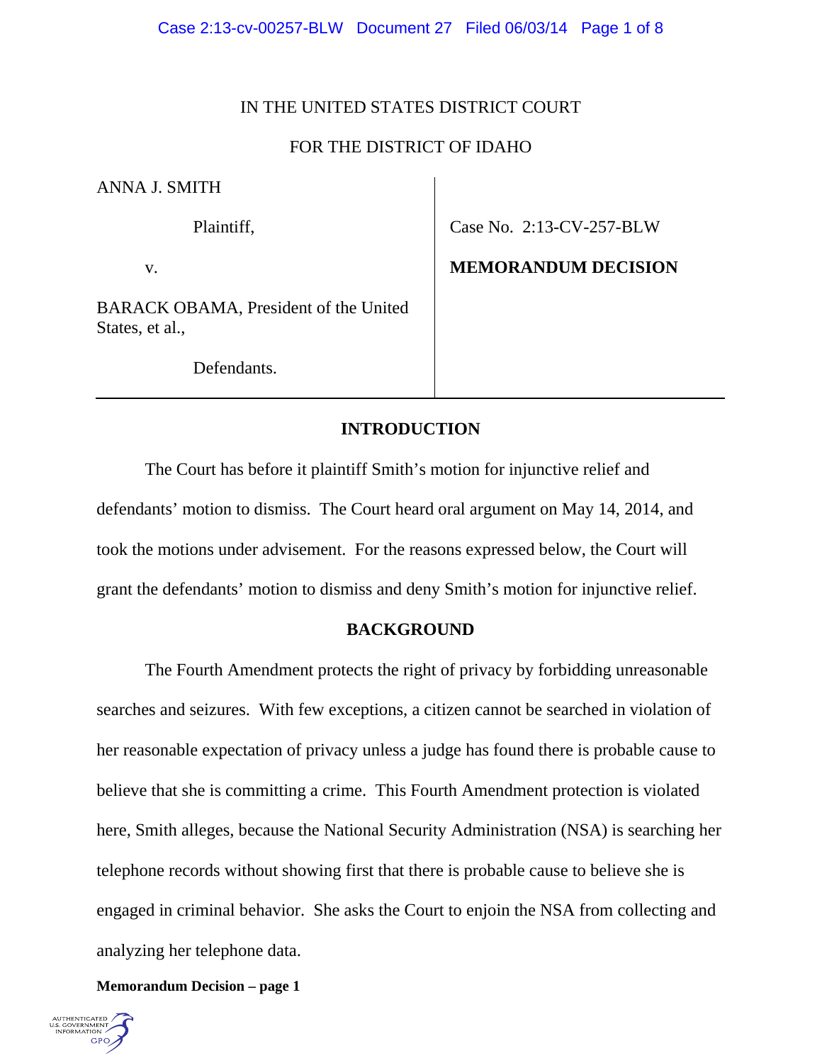IN THE UNITED STATES DISTRICT COURT

FOR THE DISTRICT OF IDAHO

| | |
|---|---|
| ANNA J. SMITH<br><br>Plaintiff,<br><br>v.<br><br>BARACK OBAMA, President of the United States, et al.,<br><br>Defendants. | Case No. 2:13-CV-257-BLW<br><br>**MEMORANDUM DECISION** |

## INTRODUCTION

The Court has before it plaintiff Smith's motion for injunctive relief and defendants' motion to dismiss. The Court heard oral argument on May 14, 2014, and took the motions under advisement. For the reasons expressed below, the Court will grant the defendants' motion to dismiss and deny Smith's motion for injunctive relief.

## BACKGROUND

The Fourth Amendment protects the right of privacy by forbidding unreasonable searches and seizures. With few exceptions, a citizen cannot be searched in violation of her reasonable expectation of privacy unless a judge has found there is probable cause to believe that she is committing a crime. This Fourth Amendment protection is violated here, Smith alleges, because the National Security Administration (NSA) is searching her telephone records without showing first that there is probable cause to believe she is engaged in criminal behavior. She asks the Court to enjoin the NSA from collecting and analyzing her telephone data.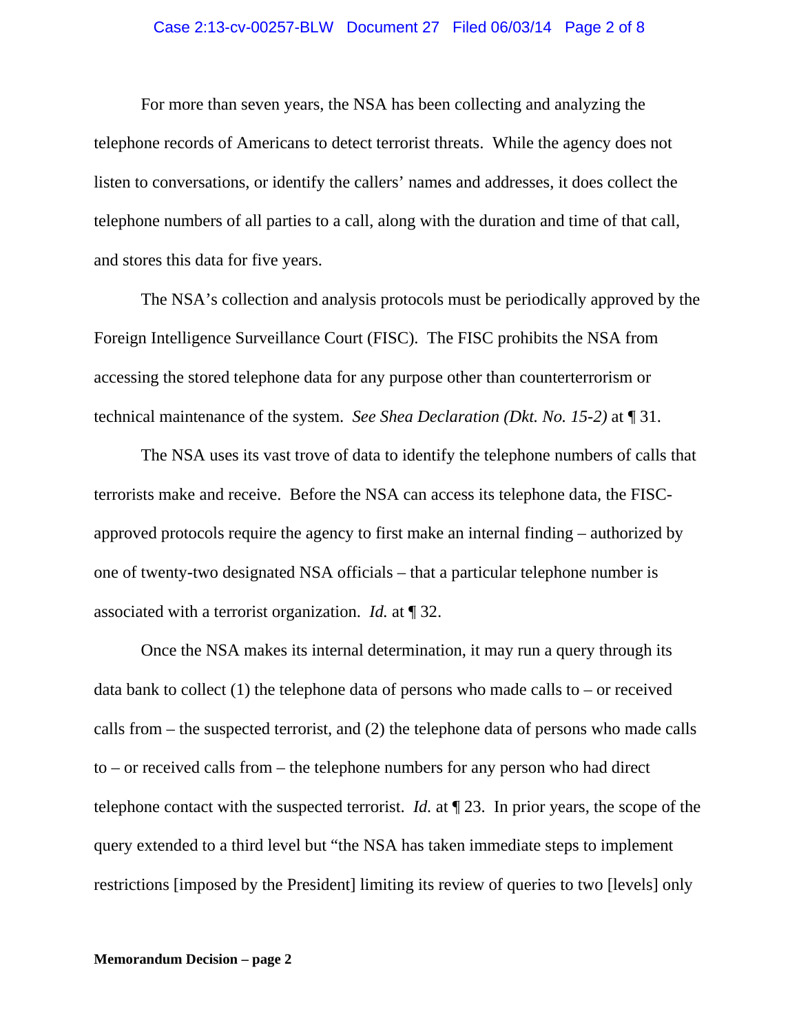For more than seven years, the NSA has been collecting and analyzing the telephone records of Americans to detect terrorist threats. While the agency does not listen to conversations, or identify the callers' names and addresses, it does collect the telephone numbers of all parties to a call, along with the duration and time of that call, and stores this data for five years.

The NSA's collection and analysis protocols must be periodically approved by the Foreign Intelligence Surveillance Court (FISC). The FISC prohibits the NSA from accessing the stored telephone data for any purpose other than counterterrorism or technical maintenance of the system. *See Shea Declaration (Dkt. No. 15-2)* at ¶ 31.

The NSA uses its vast trove of data to identify the telephone numbers of calls that terrorists make and receive. Before the NSA can access its telephone data, the FISC-approved protocols require the agency to first make an internal finding – authorized by one of twenty-two designated NSA officials – that a particular telephone number is associated with a terrorist organization. *Id.* at ¶ 32.

Once the NSA makes its internal determination, it may run a query through its data bank to collect (1) the telephone data of persons who made calls to – or received calls from – the suspected terrorist, and (2) the telephone data of persons who made calls to – or received calls from – the telephone numbers for any person who had direct telephone contact with the suspected terrorist. *Id.* at ¶ 23. In prior years, the scope of the query extended to a third level but "the NSA has taken immediate steps to implement restrictions [imposed by the President] limiting its review of queries to two [levels] only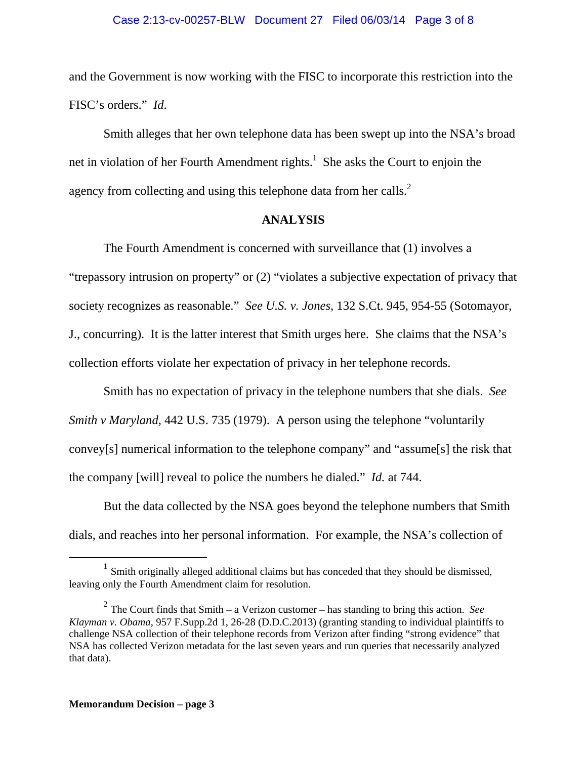and the Government is now working with the FISC to incorporate this restriction into the FISC's orders." *Id*.

Smith alleges that her own telephone data has been swept up into the NSA's broad net in violation of her Fourth Amendment rights.[1] She asks the Court to enjoin the agency from collecting and using this telephone data from her calls.[2]

**ANALYSIS**

The Fourth Amendment is concerned with surveillance that (1) involves a "trepassory intrusion on property" or (2) "violates a subjective expectation of privacy that society recognizes as reasonable." *See U.S. v. Jones*, 132 S.Ct. 945, 954-55 (Sotomayor, J., concurring). It is the latter interest that Smith urges here. She claims that the NSA's collection efforts violate her expectation of privacy in her telephone records.

Smith has no expectation of privacy in the telephone numbers that she dials. *See Smith v Maryland*, 442 U.S. 735 (1979). A person using the telephone "voluntarily convey[s] numerical information to the telephone company" and "assume[s] the risk that the company [will] reveal to police the numbers he dialed." *Id.* at 744.

But the data collected by the NSA goes beyond the telephone numbers that Smith dials, and reaches into her personal information. For example, the NSA's collection of

---

[1] Smith originally alleged additional claims but has conceded that they should be dismissed, leaving only the Fourth Amendment claim for resolution.

[2] The Court finds that Smith – a Verizon customer – has standing to bring this action. *See Klayman v. Obama*, 957 F.Supp.2d 1, 26-28 (D.D.C.2013) (granting standing to individual plaintiffs to challenge NSA collection of their telephone records from Verizon after finding "strong evidence" that NSA has collected Verizon metadata for the last seven years and run queries that necessarily analyzed that data).

**Memorandum Decision – page 3**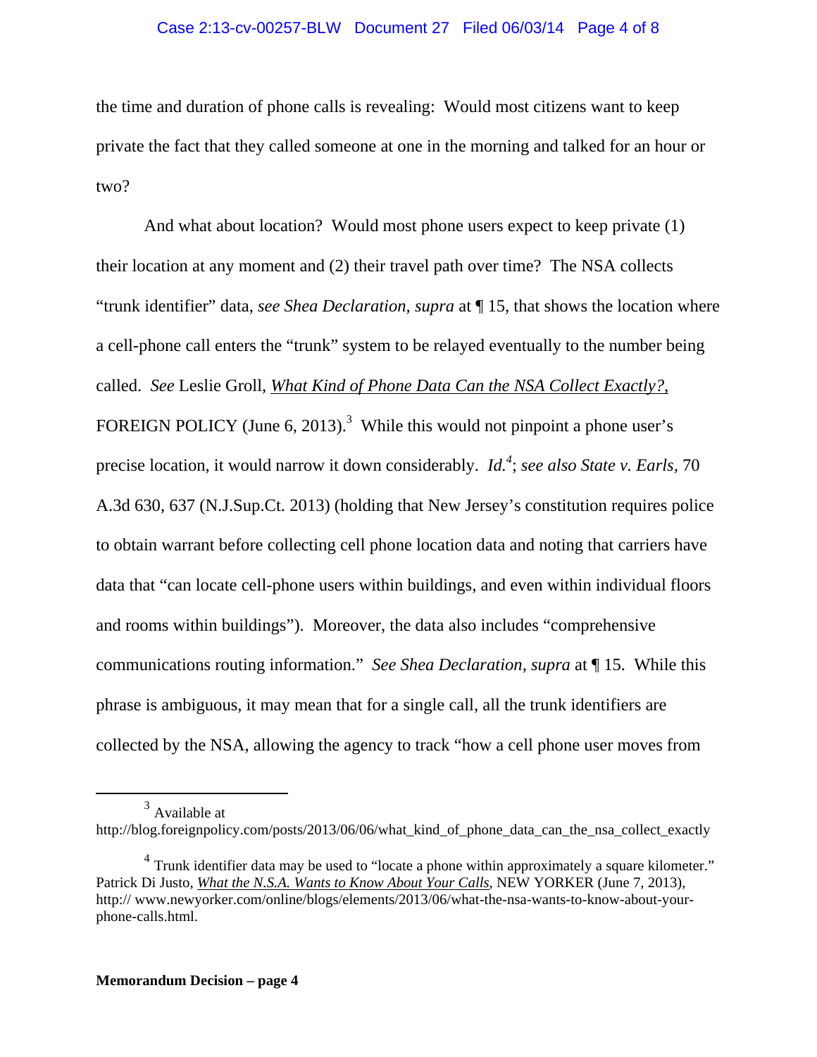the time and duration of phone calls is revealing: Would most citizens want to keep private the fact that they called someone at one in the morning and talked for an hour or two?

And what about location? Would most phone users expect to keep private (1) their location at any moment and (2) their travel path over time? The NSA collects "trunk identifier" data, *see Shea Declaration, supra* at ¶ 15, that shows the location where a cell-phone call enters the "trunk" system to be relayed eventually to the number being called. *See* Leslie Groll, *What Kind of Phone Data Can the NSA Collect Exactly?*, FOREIGN POLICY (June 6, 2013).[3] While this would not pinpoint a phone user's precise location, it would narrow it down considerably. *Id.*[4]; *see also State v. Earls*, 70 A.3d 630, 637 (N.J.Sup.Ct. 2013) (holding that New Jersey's constitution requires police to obtain warrant before collecting cell phone location data and noting that carriers have data that "can locate cell-phone users within buildings, and even within individual floors and rooms within buildings"). Moreover, the data also includes "comprehensive communications routing information." *See Shea Declaration*, *supra* at ¶ 15. While this phrase is ambiguous, it may mean that for a single call, all the trunk identifiers are collected by the NSA, allowing the agency to track "how a cell phone user moves from

---

[3] Available at http://blog.foreignpolicy.com/posts/2013/06/06/what_kind_of_phone_data_can_the_nsa_collect_exactly

[4] Trunk identifier data may be used to "locate a phone within approximately a square kilometer." Patrick Di Justo, *What the N.S.A. Wants to Know About Your Calls*, NEW YORKER (June 7, 2013), http:// www.newyorker.com/online/blogs/elements/2013/06/what-the-nsa-wants-to-know-about-your-phone-calls.html.

**Memorandum Decision – page 4**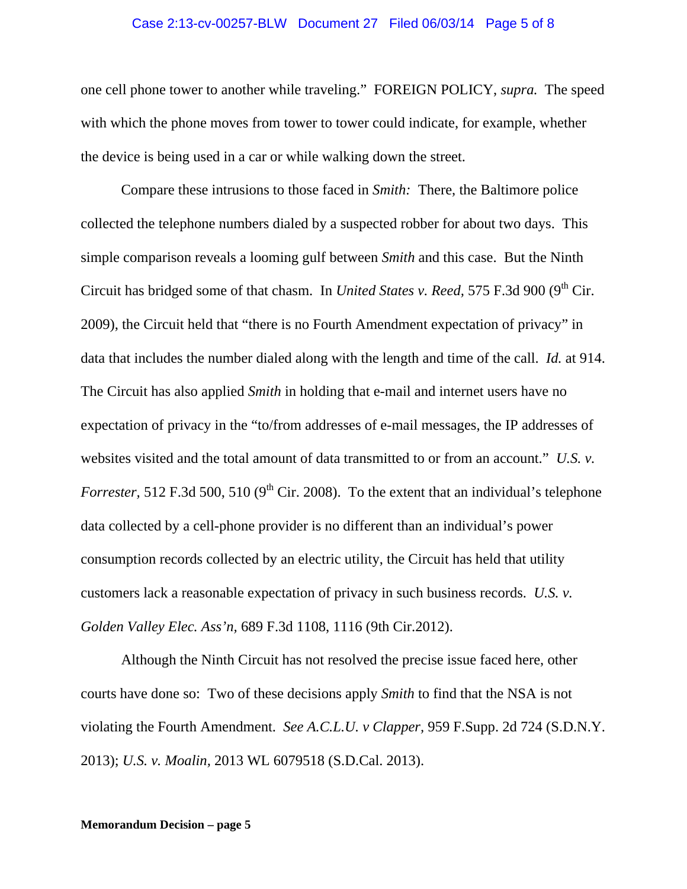one cell phone tower to another while traveling." FOREIGN POLICY, *supra.* The speed with which the phone moves from tower to tower could indicate, for example, whether the device is being used in a car or while walking down the street.

Compare these intrusions to those faced in *Smith:* There, the Baltimore police collected the telephone numbers dialed by a suspected robber for about two days. This simple comparison reveals a looming gulf between *Smith* and this case. But the Ninth Circuit has bridged some of that chasm. In *United States v. Reed*, 575 F.3d 900 (9th Cir. 2009), the Circuit held that "there is no Fourth Amendment expectation of privacy" in data that includes the number dialed along with the length and time of the call. *Id.* at 914. The Circuit has also applied *Smith* in holding that e-mail and internet users have no expectation of privacy in the "to/from addresses of e-mail messages, the IP addresses of websites visited and the total amount of data transmitted to or from an account." *U.S. v. Forrester,* 512 F.3d 500, 510 (9th Cir. 2008). To the extent that an individual's telephone data collected by a cell-phone provider is no different than an individual's power consumption records collected by an electric utility, the Circuit has held that utility customers lack a reasonable expectation of privacy in such business records. *U.S. v. Golden Valley Elec. Ass'n,* 689 F.3d 1108, 1116 (9th Cir.2012).

Although the Ninth Circuit has not resolved the precise issue faced here, other courts have done so: Two of these decisions apply *Smith* to find that the NSA is not violating the Fourth Amendment. *See A.C.L.U. v Clapper,* 959 F.Supp. 2d 724 (S.D.N.Y. 2013); *U.S. v. Moalin,* 2013 WL 6079518 (S.D.Cal. 2013).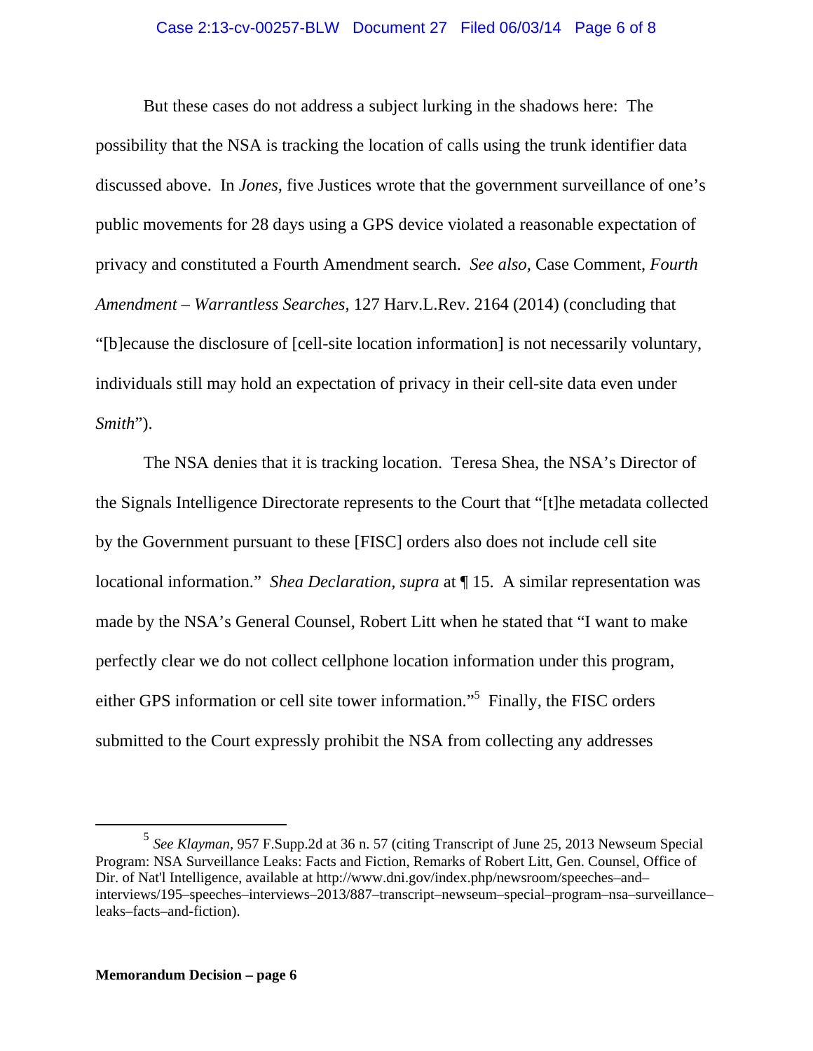But these cases do not address a subject lurking in the shadows here: The possibility that the NSA is tracking the location of calls using the trunk identifier data discussed above. In *Jones,* five Justices wrote that the government surveillance of one's public movements for 28 days using a GPS device violated a reasonable expectation of privacy and constituted a Fourth Amendment search. *See also,* Case Comment, *Fourth Amendment – Warrantless Searches*, 127 Harv.L.Rev. 2164 (2014) (concluding that "[b]ecause the disclosure of [cell-site location information] is not necessarily voluntary, individuals still may hold an expectation of privacy in their cell-site data even under *Smith*").

The NSA denies that it is tracking location. Teresa Shea, the NSA's Director of the Signals Intelligence Directorate represents to the Court that "[t]he metadata collected by the Government pursuant to these [FISC] orders also does not include cell site locational information." *Shea Declaration, supra* at ¶ 15. A similar representation was made by the NSA's General Counsel, Robert Litt when he stated that "I want to make perfectly clear we do not collect cellphone location information under this program, either GPS information or cell site tower information."[5] Finally, the FISC orders submitted to the Court expressly prohibit the NSA from collecting any addresses

---

[5] *See Klayman,* 957 F.Supp.2d at 36 n. 57 (citing Transcript of June 25, 2013 Newseum Special Program: NSA Surveillance Leaks: Facts and Fiction, Remarks of Robert Litt, Gen. Counsel, Office of Dir. of Nat'l Intelligence, available at http://www.dni.gov/index.php/newsroom/speeches–and–interviews/195–speeches–interviews–2013/887–transcript–newseum–special–program–nsa–surveillance–leaks–facts–and-fiction).

**Memorandum Decision – page 6**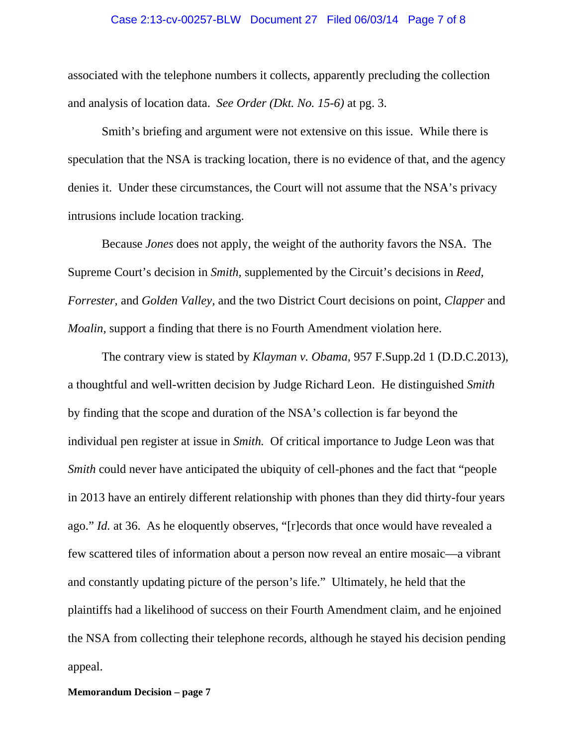associated with the telephone numbers it collects, apparently precluding the collection and analysis of location data. *See Order (Dkt. No. 15-6)* at pg. 3.

Smith's briefing and argument were not extensive on this issue. While there is speculation that the NSA is tracking location, there is no evidence of that, and the agency denies it. Under these circumstances, the Court will not assume that the NSA's privacy intrusions include location tracking.

Because *Jones* does not apply, the weight of the authority favors the NSA. The Supreme Court's decision in *Smith,* supplemented by the Circuit's decisions in *Reed, Forrester*, and *Golden Valley,* and the two District Court decisions on point, *Clapper* and *Moalin,* support a finding that there is no Fourth Amendment violation here.

The contrary view is stated by *Klayman v. Obama*, 957 F.Supp.2d 1 (D.D.C.2013), a thoughtful and well-written decision by Judge Richard Leon. He distinguished *Smith* by finding that the scope and duration of the NSA's collection is far beyond the individual pen register at issue in *Smith.* Of critical importance to Judge Leon was that *Smith* could never have anticipated the ubiquity of cell-phones and the fact that "people in 2013 have an entirely different relationship with phones than they did thirty-four years ago." *Id.* at 36. As he eloquently observes, "[r]ecords that once would have revealed a few scattered tiles of information about a person now reveal an entire mosaic—a vibrant and constantly updating picture of the person's life." Ultimately, he held that the plaintiffs had a likelihood of success on their Fourth Amendment claim, and he enjoined the NSA from collecting their telephone records, although he stayed his decision pending appeal.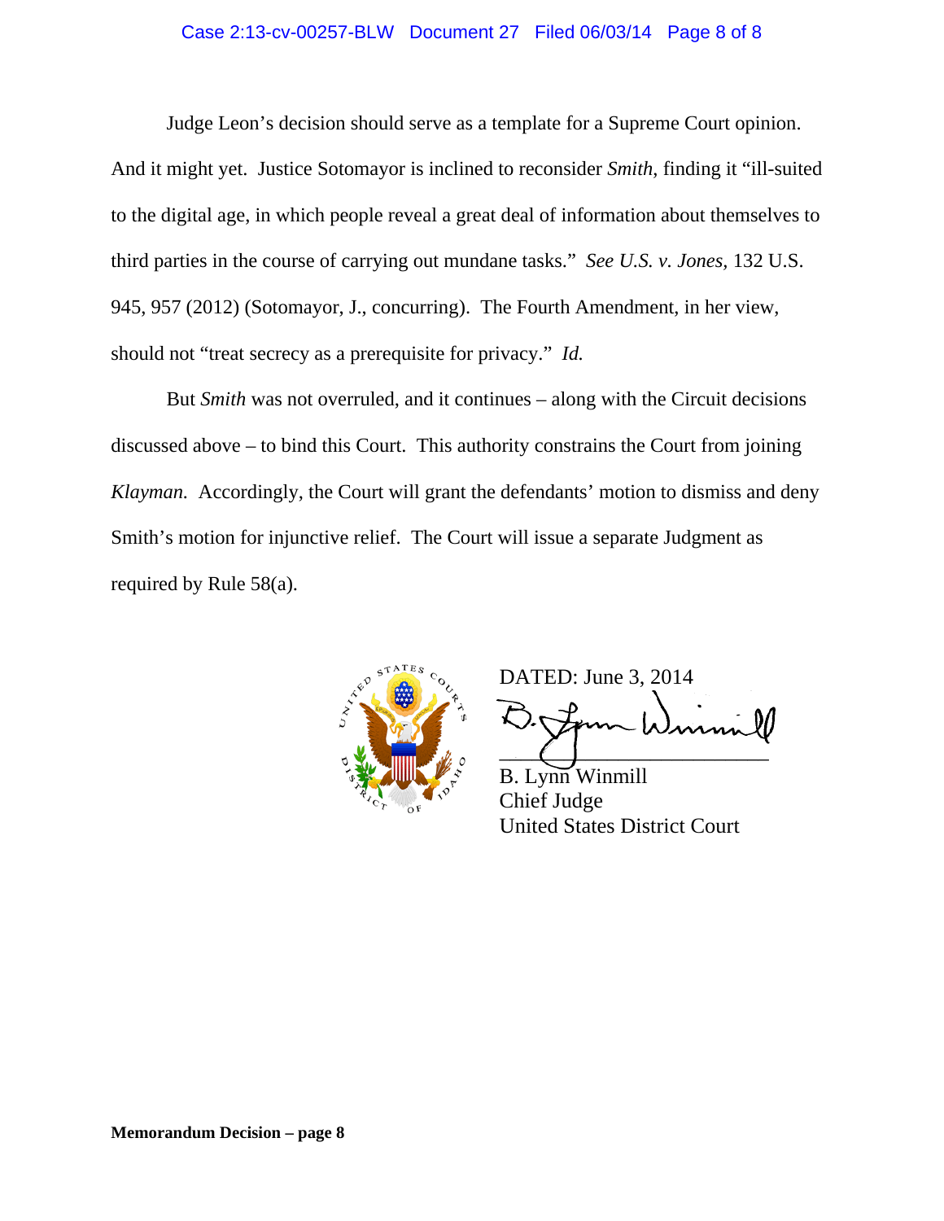Judge Leon's decision should serve as a template for a Supreme Court opinion. And it might yet. Justice Sotomayor is inclined to reconsider *Smith*, finding it "ill-suited to the digital age, in which people reveal a great deal of information about themselves to third parties in the course of carrying out mundane tasks." *See U.S. v. Jones*, 132 U.S. 945, 957 (2012) (Sotomayor, J., concurring). The Fourth Amendment, in her view, should not "treat secrecy as a prerequisite for privacy." *Id.*

But *Smith* was not overruled, and it continues – along with the Circuit decisions discussed above – to bind this Court. This authority constrains the Court from joining *Klayman*. Accordingly, the Court will grant the defendants' motion to dismiss and deny Smith's motion for injunctive relief. The Court will issue a separate Judgment as required by Rule 58(a).

DATED: June 3, 2014

B. Lynn Winmill
Chief Judge
United States District Court

**Memorandum Decision – page 8**